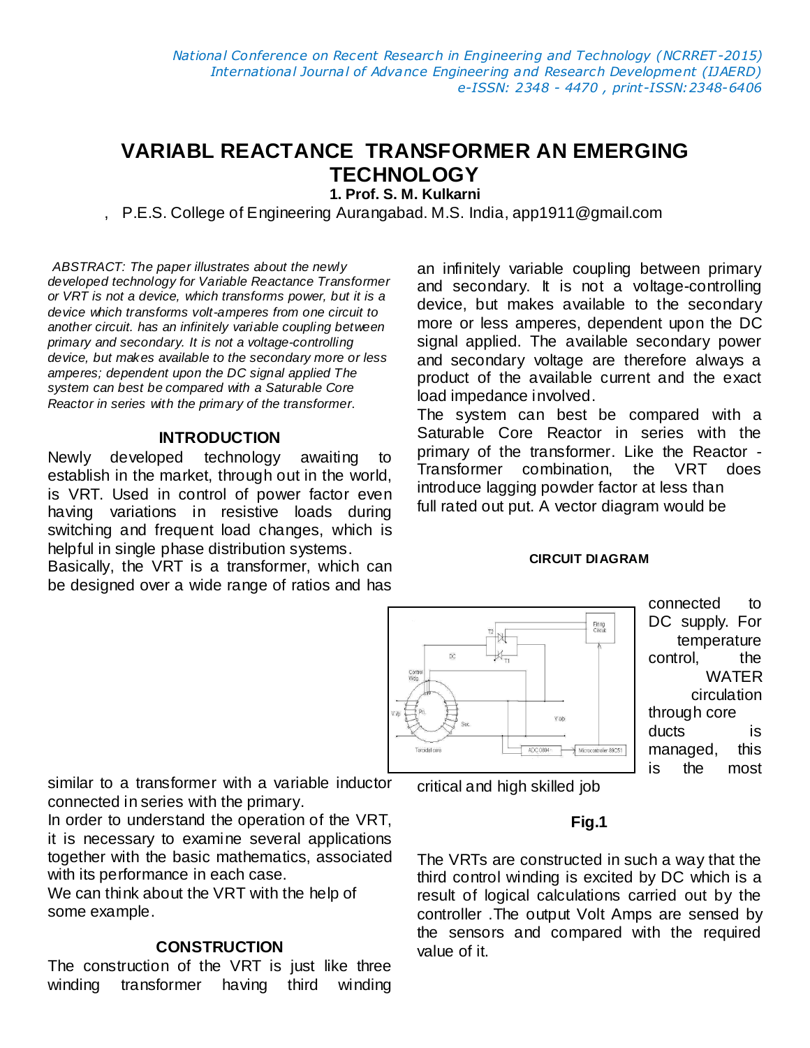# VARIABL REACTANCE TRANSFORMER AN EMERGING TECHNOLOGY

**1. Prof. S. M. Kulkarni**

, P.E.S. College of Engineering Aurangabad. M.S. India, app1911@gmail.com

*ABSTRACT: The paper illustrates about the newly developed technology for Variable Reactance Transformer or VRT is not a device, which transforms power, but it is a device which transforms volt-amperes from one circuit to another circuit. has an infinitely variable coupling between primary and secondary. It is not a voltage-controlling device, but makes available to the secondary more or less amperes; dependent upon the DC signal applied The system can best be compared with a Saturable Core Reactor in series with the primary of the transformer.*

## INTRODUCTION

Newly developed technology awaiting to establish in the market, through out in the world, is VRT. Used in control of power factor even having variations in resistive loads during switching and frequent load changes, which is helpful in single phase distribution systems.

Basically, the VRT is a transformer, which can be designed over a wide range of ratios and has an infinitely variable coupling between primary and secondary. It is not a voltage-controlling device, but makes available to the secondary more or less amperes, dependent upon the DC signal applied. The available secondary power and secondary voltage are therefore always a product of the available current and the exact load impedance involved.

The system can best be compared with a Saturable Core Reactor in series with the primary of the transformer. Like the Reactor - Transformer combination, the VRT does introduce lagging powder factor at less than full rated out put. A vector diagram would be similar to a transformer with a variable inductor connected in series with the primary.

In order to understand the operation of the VRT, it is necessary to examine several applications together with the basic mathematics, associated with its performance in each case.

We can think about the VRT with the help of some example.

## CONSTRUCTION

The construction of the VRT is just like three winding transformer having third winding connected to DC supply. For temperature control, the WATER circulation through core ducts is managed, this is the most critical and high skilled job

**CIRCUIT DIAGRAM**

**Fig.1**

The VRTs are constructed in such a way that the third control winding is excited by DC which is a result of logical calculations carried out by the controller .The output Volt Amps are sensed by the sensors and compared with the required value of it.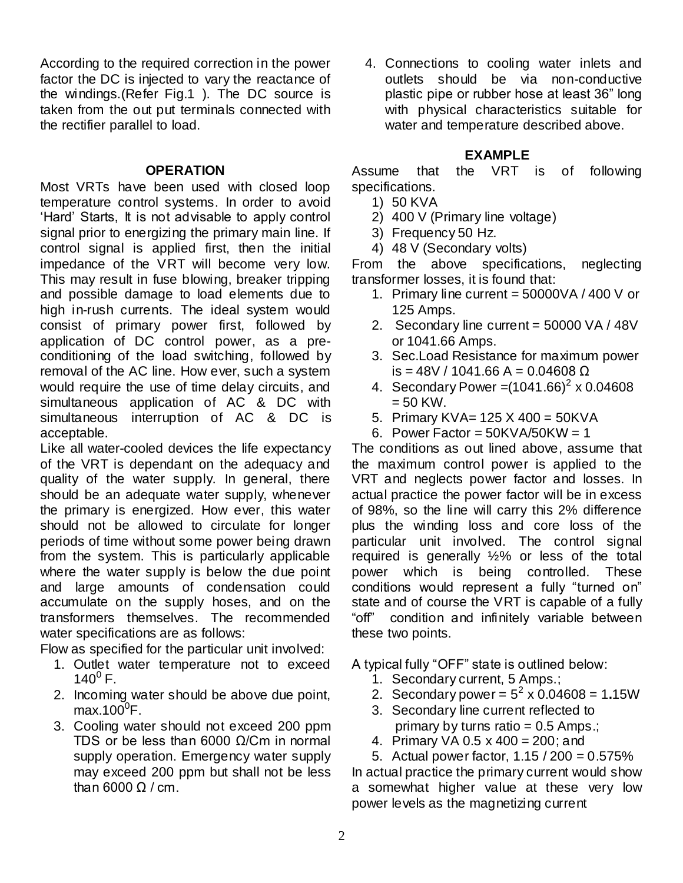According to the required correction in the power factor the DC is injected to vary the reactance of the windings.(Refer Fig.1 ). The DC source is taken from the out put terminals connected with the rectifier parallel to load.

## OPERATION

Most VRTs have been used with closed loop temperature control systems. In order to avoid 'Hard' Starts, It is not advisable to apply control signal prior to energizing the primary main line. If control signal is applied first, then the initial impedance of the VRT will become very low. This may result in fuse blowing, breaker tripping and possible damage to load elements due to high in-rush currents. The ideal system would consist of primary power first, followed by application of DC control power, as a pre-conditioning of the load switching, followed by removal of the AC line. How ever, such a system would require the use of time delay circuits, and simultaneous application of AC & DC with simultaneous interruption of AC & DC is acceptable.

Like all water-cooled devices the life expectancy of the VRT is dependant on the adequacy and quality of the water supply. In general, there should be an adequate water supply, whenever the primary is energized. How ever, this water should not be allowed to circulate for longer periods of time without some power being drawn from the system. This is particularly applicable where the water supply is below the due point and large amounts of condensation could accumulate on the supply hoses, and on the transformers themselves. The recommended water specifications are as follows:

Flow as specified for the particular unit involved:

1. Outlet water temperature not to exceed $140^0$ F.
2. Incoming water should be above due point, max.$100^0$F.
3. Cooling water should not exceed 200 ppm TDS or be less than 6000 Ω/Cm in normal supply operation. Emergency water supply may exceed 200 ppm but shall not be less than 6000 Ω / cm.
4. Connections to cooling water inlets and outlets should be via non-conductive plastic pipe or rubber hose at least 36" long with physical characteristics suitable for water and temperature described above.

## EXAMPLE

Assume that the VRT is of following specifications.

1) 50 KVA
2) 400 V (Primary line voltage)
3) Frequency 50 Hz.
4) 48 V (Secondary volts)

From the above specifications, neglecting transformer losses, it is found that:

1. Primary line current = 50000VA / 400 V or 125 Amps.
2. Secondary line current = 50000 VA / 48V or 1041.66 Amps.
3. Sec.Load Resistance for maximum power is = 48V / 1041.66 A = 0.04608 Ω
4. Secondary Power =$(1041.66)^2$ x 0.04608 = 50 KW.
5. Primary KVA= 125 X 400 = 50KVA
6. Power Factor = 50KVA/50KW = 1

The conditions as out lined above, assume that the maximum control power is applied to the VRT and neglects power factor and losses. In actual practice the power factor will be in excess of 98%, so the line will carry this 2% difference plus the winding loss and core loss of the particular unit involved. The control signal required is generally ½% or less of the total power which is being controlled. These conditions would represent a fully "turned on" state and of course the VRT is capable of a fully "off" condition and infinitely variable between these two points.

A typical fully "OFF" state is outlined below:

1. Secondary current, 5 Amps.;
2. Secondary power = $5^2$ x 0.04608 = 1.15W
3. Secondary line current reflected to primary by turns ratio = 0.5 Amps.;
4. Primary VA 0.5 x 400 = 200; and
5. Actual power factor, 1.15 / 200 = 0.575%

In actual practice the primary current would show a somewhat higher value at these very low power levels as the magnetizing current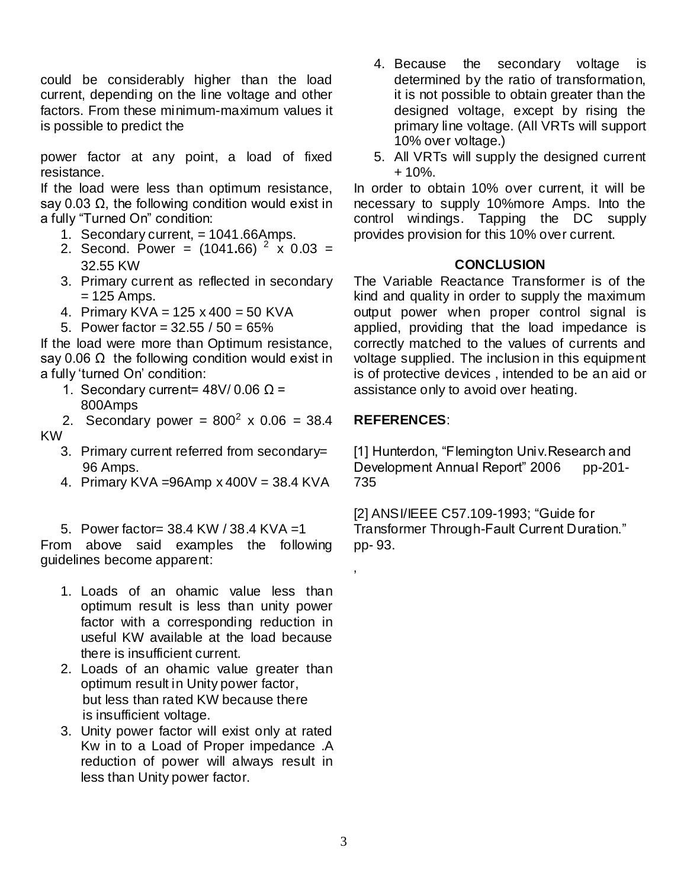could be considerably higher than the load current, depending on the line voltage and other factors. From these minimum-maximum values it is possible to predict the

power factor at any point, a load of fixed resistance.

If the load were less than optimum resistance, say 0.03 Ω, the following condition would exist in a fully "Turned On" condition:

1. Secondary current, = 1041.66Amps.
2. Second. Power = $(1041.66)^2 \times 0.03$ = 32.55 KW
3. Primary current as reflected in secondary = 125 Amps.
4. Primary KVA = 125 x 400 = 50 KVA
5. Power factor = 32.55 / 50 = 65%

If the load were more than Optimum resistance, say 0.06 Ω the following condition would exist in a fully 'turned On' condition:

1. Secondary current= 48V/ 0.06 Ω = 800Amps
2. Secondary power = $800^2 \times 0.06$ = 38.4 KW
3. Primary current referred from secondary= 96 Amps.
4. Primary KVA =96Amp x 400V = 38.4 KVA
5. Power factor= 38.4 KW / 38.4 KVA =1

From above said examples the following guidelines become apparent:

1. Loads of an ohamic value less than optimum result is less than unity power factor with a corresponding reduction in useful KW available at the load because there is insufficient current.
2. Loads of an ohamic value greater than optimum result in Unity power factor, but less than rated KW because there is insufficient voltage.
3. Unity power factor will exist only at rated Kw in to a Load of Proper impedance .A reduction of power will always result in less than Unity power factor.
4. Because the secondary voltage is determined by the ratio of transformation, it is not possible to obtain greater than the designed voltage, except by rising the primary line voltage. (All VRTs will support 10% over voltage.)
5. All VRTs will supply the designed current + 10%.

In order to obtain 10% over current, it will be necessary to supply 10%more Amps. Into the control windings. Tapping the DC supply provides provision for this 10% over current.

## CONCLUSION

The Variable Reactance Transformer is of the kind and quality in order to supply the maximum output power when proper control signal is applied, providing that the load impedance is correctly matched to the values of currents and voltage supplied. The inclusion in this equipment is of protective devices , intended to be an aid or assistance only to avoid over heating.

## REFERENCES:

[1] Hunterdon, "Flemington Univ.Research and Development Annual Report" 2006 pp-201-735

[2] ANSI/IEEE C57.109-1993; "Guide for Transformer Through-Fault Current Duration." pp- 93.